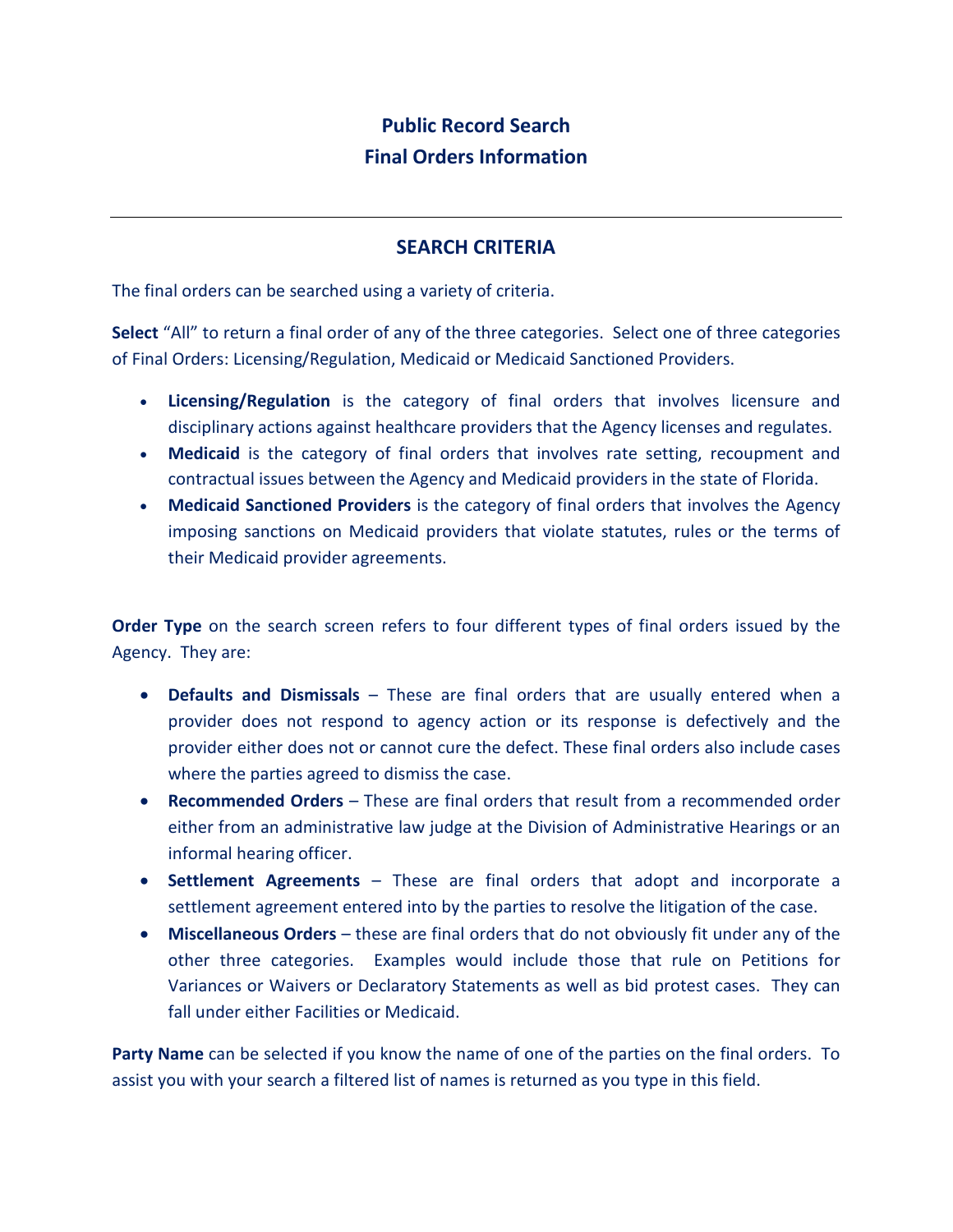# Public Record Search
# Final Orders Information

---

## SEARCH CRITERIA

The final orders can be searched using a variety of criteria.

**Select** "All" to return a final order of any of the three categories. Select one of three categories of Final Orders: Licensing/Regulation, Medicaid or Medicaid Sanctioned Providers.

- **Licensing/Regulation** is the category of final orders that involves licensure and disciplinary actions against healthcare providers that the Agency licenses and regulates.
- **Medicaid** is the category of final orders that involves rate setting, recoupment and contractual issues between the Agency and Medicaid providers in the state of Florida.
- **Medicaid Sanctioned Providers** is the category of final orders that involves the Agency imposing sanctions on Medicaid providers that violate statutes, rules or the terms of their Medicaid provider agreements.

**Order Type** on the search screen refers to four different types of final orders issued by the Agency. They are:

- **Defaults and Dismissals** – These are final orders that are usually entered when a provider does not respond to agency action or its response is defectively and the provider either does not or cannot cure the defect. These final orders also include cases where the parties agreed to dismiss the case.
- **Recommended Orders** – These are final orders that result from a recommended order either from an administrative law judge at the Division of Administrative Hearings or an informal hearing officer.
- **Settlement Agreements** – These are final orders that adopt and incorporate a settlement agreement entered into by the parties to resolve the litigation of the case.
- **Miscellaneous Orders** – these are final orders that do not obviously fit under any of the other three categories. Examples would include those that rule on Petitions for Variances or Waivers or Declaratory Statements as well as bid protest cases. They can fall under either Facilities or Medicaid.

**Party Name** can be selected if you know the name of one of the parties on the final orders. To assist you with your search a filtered list of names is returned as you type in this field.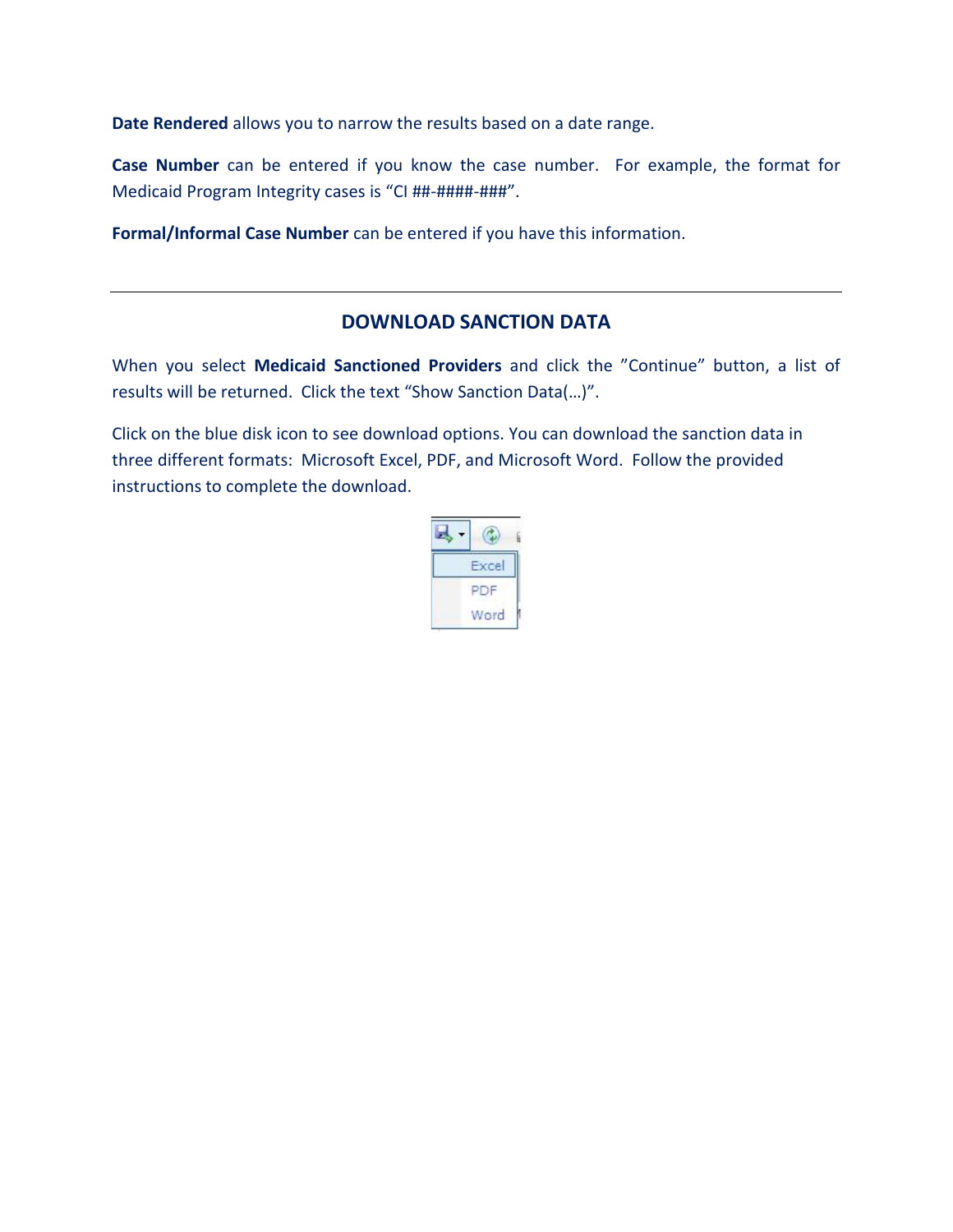**Date Rendered** allows you to narrow the results based on a date range.

**Case Number** can be entered if you know the case number. For example, the format for Medicaid Program Integrity cases is "CI ##-####-###".

**Formal/Informal Case Number** can be entered if you have this information.

---

## DOWNLOAD SANCTION DATA

When you select **Medicaid Sanctioned Providers** and click the "Continue" button, a list of results will be returned. Click the text "Show Sanction Data(…)".

Click on the blue disk icon to see download options. You can download the sanction data in three different formats: Microsoft Excel, PDF, and Microsoft Word. Follow the provided instructions to complete the download.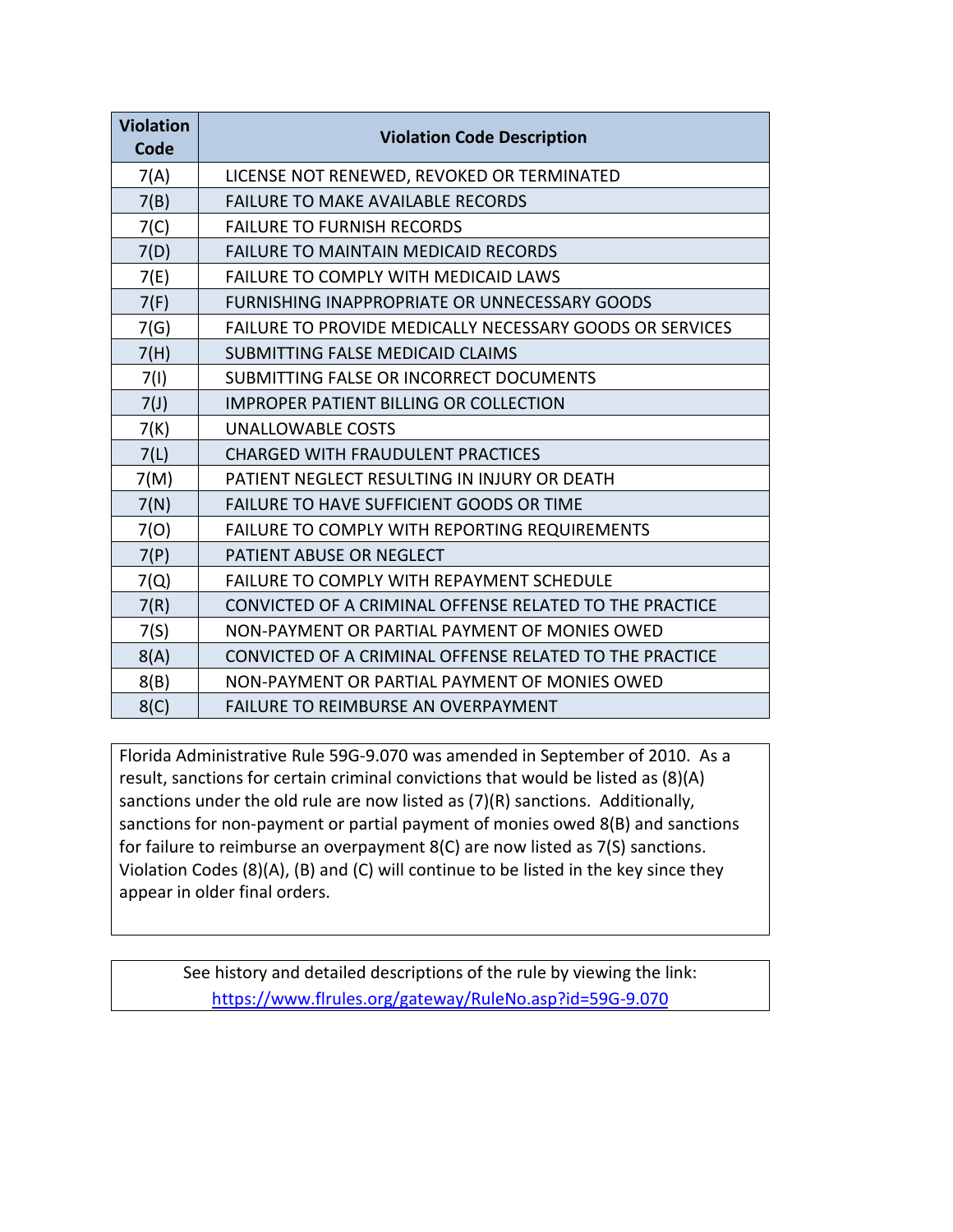| Violation Code | Violation Code Description |
|---|---|
| 7(A) | LICENSE NOT RENEWED, REVOKED OR TERMINATED |
| 7(B) | FAILURE TO MAKE AVAILABLE RECORDS |
| 7(C) | FAILURE TO FURNISH RECORDS |
| 7(D) | FAILURE TO MAINTAIN MEDICAID RECORDS |
| 7(E) | FAILURE TO COMPLY WITH MEDICAID LAWS |
| 7(F) | FURNISHING INAPPROPRIATE OR UNNECESSARY GOODS |
| 7(G) | FAILURE TO PROVIDE MEDICALLY NECESSARY GOODS OR SERVICES |
| 7(H) | SUBMITTING FALSE MEDICAID CLAIMS |
| 7(I) | SUBMITTING FALSE OR INCORRECT DOCUMENTS |
| 7(J) | IMPROPER PATIENT BILLING OR COLLECTION |
| 7(K) | UNALLOWABLE COSTS |
| 7(L) | CHARGED WITH FRAUDULENT PRACTICES |
| 7(M) | PATIENT NEGLECT RESULTING IN INJURY OR DEATH |
| 7(N) | FAILURE TO HAVE SUFFICIENT GOODS OR TIME |
| 7(O) | FAILURE TO COMPLY WITH REPORTING REQUIREMENTS |
| 7(P) | PATIENT ABUSE OR NEGLECT |
| 7(Q) | FAILURE TO COMPLY WITH REPAYMENT SCHEDULE |
| 7(R) | CONVICTED OF A CRIMINAL OFFENSE RELATED TO THE PRACTICE |
| 7(S) | NON-PAYMENT OR PARTIAL PAYMENT OF MONIES OWED |
| 8(A) | CONVICTED OF A CRIMINAL OFFENSE RELATED TO THE PRACTICE |
| 8(B) | NON-PAYMENT OR PARTIAL PAYMENT OF MONIES OWED |
| 8(C) | FAILURE TO REIMBURSE AN OVERPAYMENT |

Florida Administrative Rule 59G-9.070 was amended in September of 2010. As a result, sanctions for certain criminal convictions that would be listed as (8)(A) sanctions under the old rule are now listed as (7)(R) sanctions. Additionally, sanctions for non-payment or partial payment of monies owed 8(B) and sanctions for failure to reimburse an overpayment 8(C) are now listed as 7(S) sanctions. Violation Codes (8)(A), (B) and (C) will continue to be listed in the key since they appear in older final orders.

See history and detailed descriptions of the rule by viewing the link:
https://www.flrules.org/gateway/RuleNo.asp?id=59G-9.070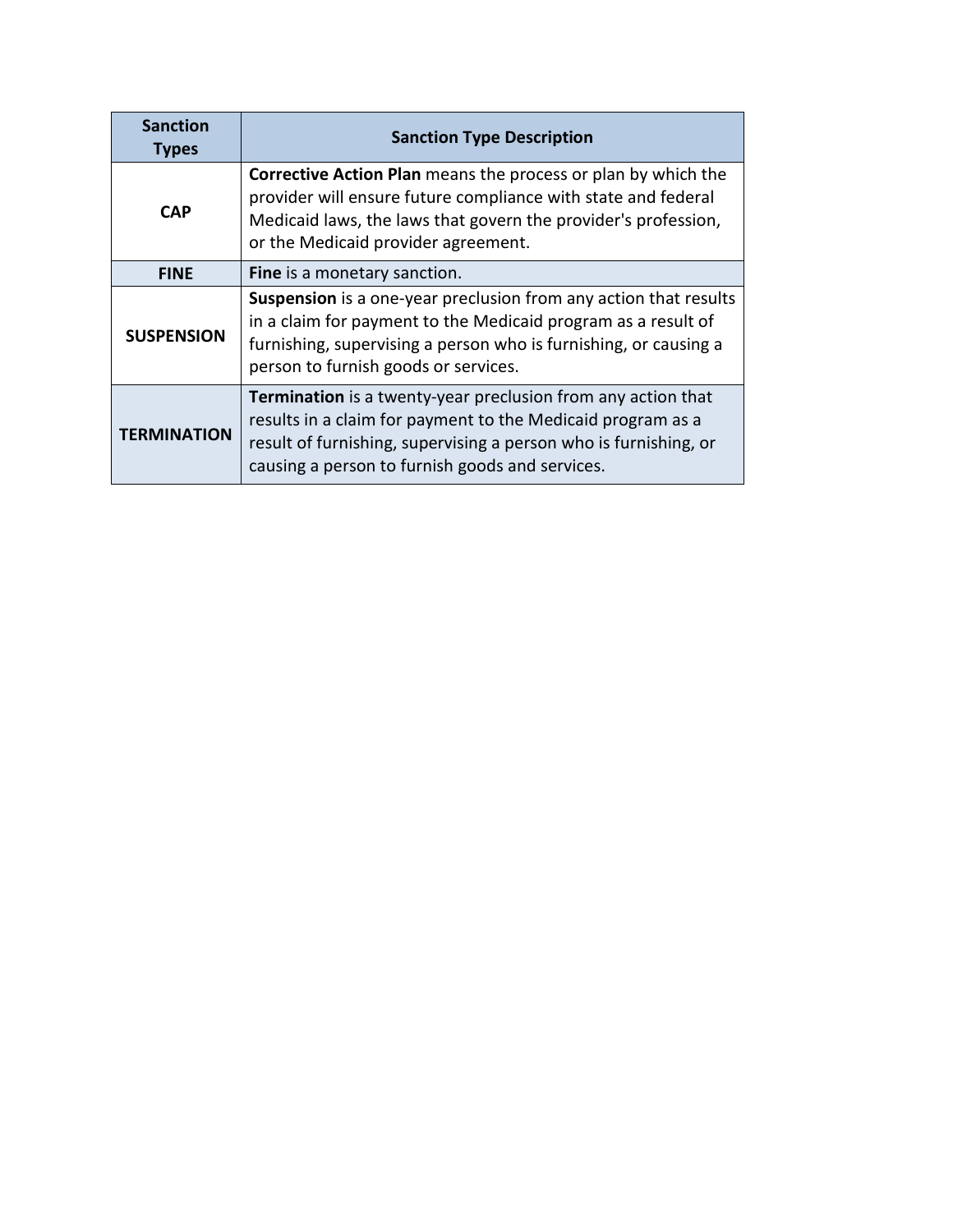| Sanction Types | Sanction Type Description |
|---|---|
| **CAP** | **Corrective Action Plan** means the process or plan by which the provider will ensure future compliance with state and federal Medicaid laws, the laws that govern the provider's profession, or the Medicaid provider agreement. |
| **FINE** | **Fine** is a monetary sanction. |
| **SUSPENSION** | **Suspension** is a one-year preclusion from any action that results in a claim for payment to the Medicaid program as a result of furnishing, supervising a person who is furnishing, or causing a person to furnish goods or services. |
| **TERMINATION** | **Termination** is a twenty-year preclusion from any action that results in a claim for payment to the Medicaid program as a result of furnishing, supervising a person who is furnishing, or causing a person to furnish goods and services. |